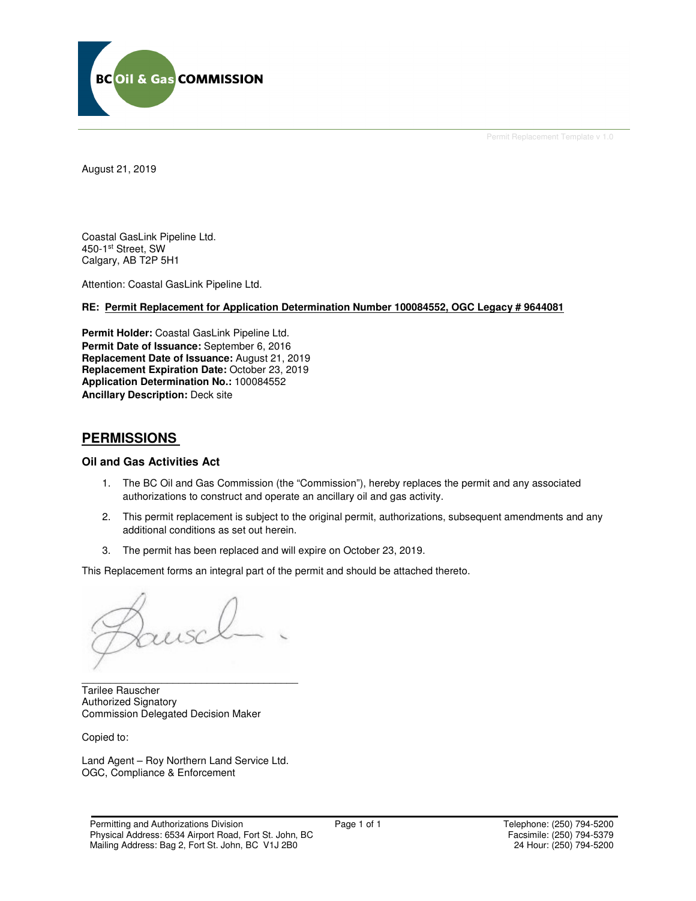BC Oil & Gas COMMISSION

Permit Replacement Template v 1.0

August 21, 2019

Coastal GasLink Pipeline Ltd.
450-1st Street, SW
Calgary, AB T2P 5H1

Attention: Coastal GasLink Pipeline Ltd.

**RE: Permit Replacement for Application Determination Number 100084552, OGC Legacy # 9644081**

**Permit Holder:** Coastal GasLink Pipeline Ltd.
**Permit Date of Issuance:** September 6, 2016
**Replacement Date of Issuance:** August 21, 2019
**Replacement Expiration Date:** October 23, 2019
**Application Determination No.:** 100084552
**Ancillary Description:** Deck site

## PERMISSIONS

### Oil and Gas Activities Act

1. The BC Oil and Gas Commission (the "Commission"), hereby replaces the permit and any associated authorizations to construct and operate an ancillary oil and gas activity.
2. This permit replacement is subject to the original permit, authorizations, subsequent amendments and any additional conditions as set out herein.
3. The permit has been replaced and will expire on October 23, 2019.

This Replacement forms an integral part of the permit and should be attached thereto.

Tarilee Rauscher
Authorized Signatory
Commission Delegated Decision Maker

Copied to:

Land Agent – Roy Northern Land Service Ltd.
OGC, Compliance & Enforcement

Permitting and Authorizations Division
Physical Address: 6534 Airport Road, Fort St. John, BC
Mailing Address: Bag 2, Fort St. John, BC V1J 2B0

Telephone: (250) 794-5200
Facsimile: (250) 794-5379
24 Hour: (250) 794-5200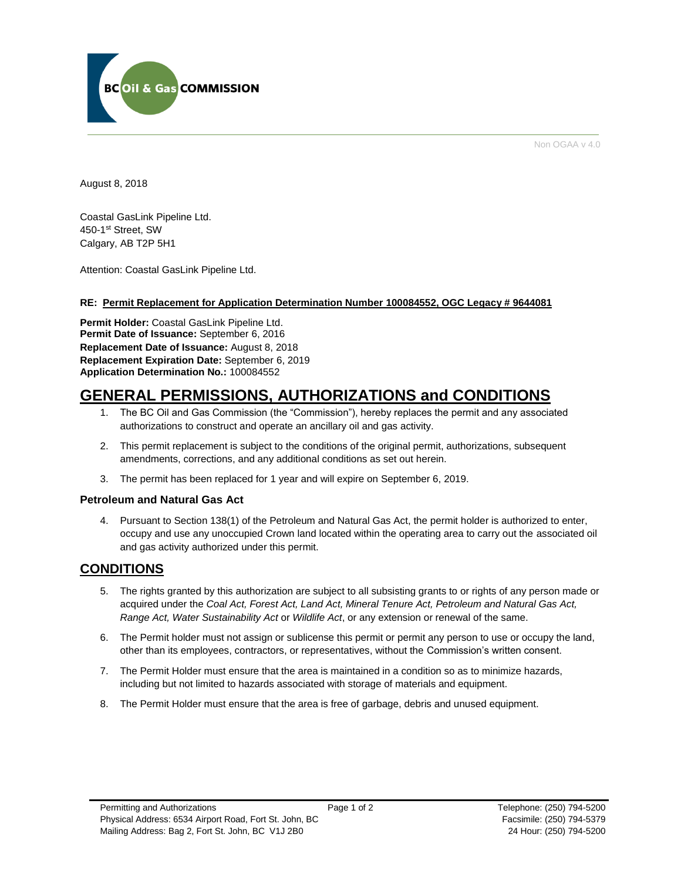BC Oil & Gas COMMISSION

Non OGAA v 4.0

August 8, 2018

Coastal GasLink Pipeline Ltd.
450-1st Street, SW
Calgary, AB T2P 5H1

Attention: Coastal GasLink Pipeline Ltd.

**RE: Permit Replacement for Application Determination Number 100084552, OGC Legacy # 9644081**

**Permit Holder:** Coastal GasLink Pipeline Ltd.
**Permit Date of Issuance:** September 6, 2016
**Replacement Date of Issuance:** August 8, 2018
**Replacement Expiration Date:** September 6, 2019
**Application Determination No.:** 100084552

# GENERAL PERMISSIONS, AUTHORIZATIONS and CONDITIONS

1. The BC Oil and Gas Commission (the "Commission"), hereby replaces the permit and any associated authorizations to construct and operate an ancillary oil and gas activity.
2. This permit replacement is subject to the conditions of the original permit, authorizations, subsequent amendments, corrections, and any additional conditions as set out herein.
3. The permit has been replaced for 1 year and will expire on September 6, 2019.

### Petroleum and Natural Gas Act

4. Pursuant to Section 138(1) of the Petroleum and Natural Gas Act, the permit holder is authorized to enter, occupy and use any unoccupied Crown land located within the operating area to carry out the associated oil and gas activity authorized under this permit.

## CONDITIONS

5. The rights granted by this authorization are subject to all subsisting grants to or rights of any person made or acquired under the *Coal Act, Forest Act, Land Act, Mineral Tenure Act, Petroleum and Natural Gas Act, Range Act, Water Sustainability Act* or *Wildlife Act*, or any extension or renewal of the same.
6. The Permit holder must not assign or sublicense this permit or permit any person to use or occupy the land, other than its employees, contractors, or representatives, without the Commission's written consent.
7. The Permit Holder must ensure that the area is maintained in a condition so as to minimize hazards, including but not limited to hazards associated with storage of materials and equipment.
8. The Permit Holder must ensure that the area is free of garbage, debris and unused equipment.

Permitting and Authorizations
Physical Address: 6534 Airport Road, Fort St. John, BC
Mailing Address: Bag 2, Fort St. John, BC V1J 2B0

Telephone: (250) 794-5200
Facsimile: (250) 794-5379
24 Hour: (250) 794-5200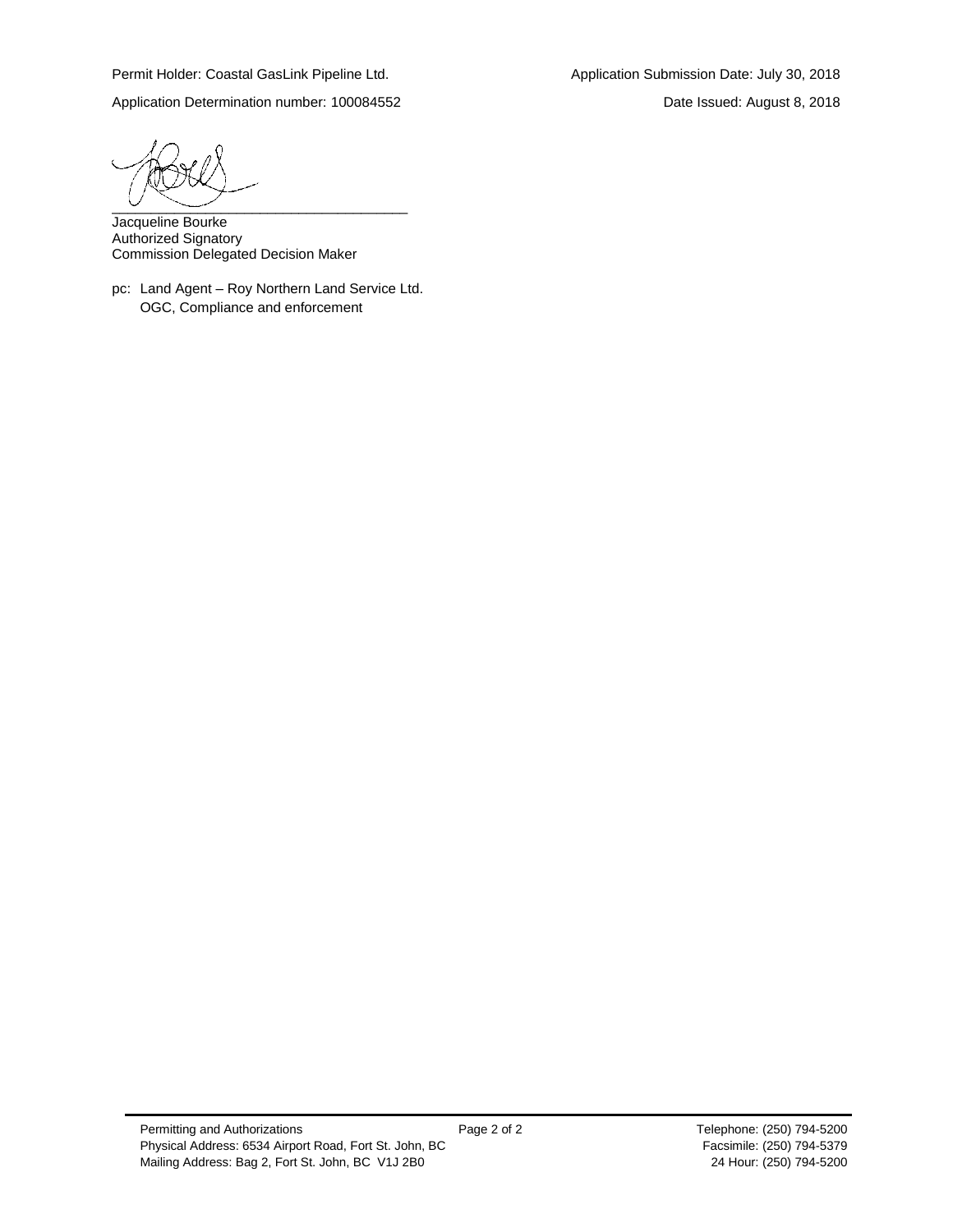Permit Holder: Coastal GasLink Pipeline Ltd.

Application Submission Date: July 30, 2018

Application Determination number: 100084552

Date Issued: August 8, 2018

_______________________________________

Jacqueline Bourke
Authorized Signatory
Commission Delegated Decision Maker

pc: Land Agent – Roy Northern Land Service Ltd.
OGC, Compliance and enforcement

Permitting and Authorizations
Physical Address: 6534 Airport Road, Fort St. John, BC
Mailing Address: Bag 2, Fort St. John, BC V1J 2B0

Telephone: (250) 794-5200
Facsimile: (250) 794-5379
24 Hour: (250) 794-5200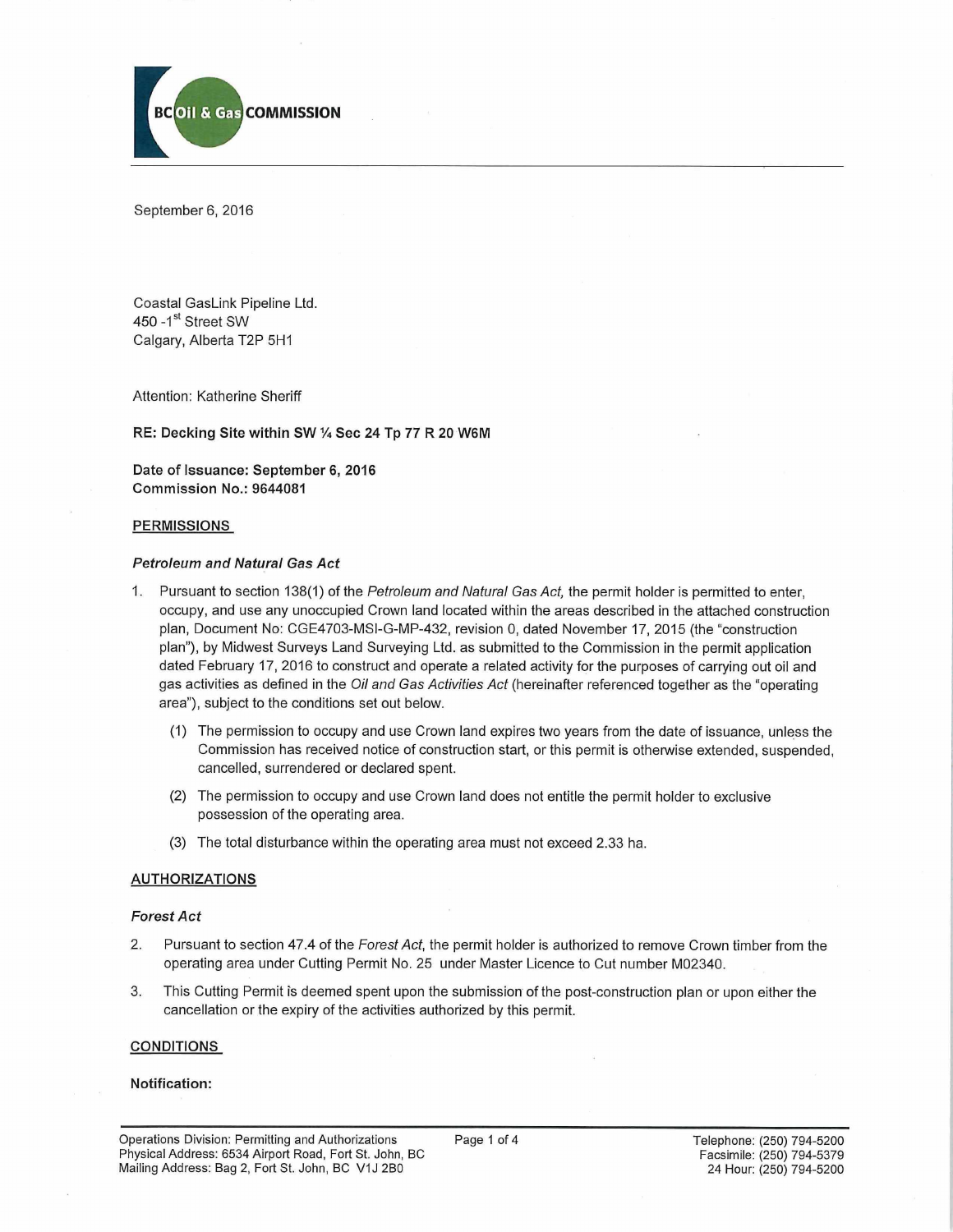BC Oil & Gas COMMISSION

September 6, 2016

Coastal GasLink Pipeline Ltd.
450 -1st Street SW
Calgary, Alberta T2P 5H1

Attention: Katherine Sheriff

**RE: Decking Site within SW ¼ Sec 24 Tp 77 R 20 W6M**

**Date of Issuance: September 6, 2016**
**Commission No.: 9644081**

## PERMISSIONS

### *Petroleum and Natural Gas Act*

1. Pursuant to section 138(1) of the *Petroleum and Natural Gas Act,* the permit holder is permitted to enter, occupy, and use any unoccupied Crown land located within the areas described in the attached construction plan, Document No: CGE4703-MSI-G-MP-432, revision 0, dated November 17, 2015 (the "construction plan"), by Midwest Surveys Land Surveying Ltd. as submitted to the Commission in the permit application dated February 17, 2016 to construct and operate a related activity for the purposes of carrying out oil and gas activities as defined in the *Oil and Gas Activities Act* (hereinafter referenced together as the "operating area"), subject to the conditions set out below.

   (1) The permission to occupy and use Crown land expires two years from the date of issuance, unless the Commission has received notice of construction start, or this permit is otherwise extended, suspended, cancelled, surrendered or declared spent.

   (2) The permission to occupy and use Crown land does not entitle the permit holder to exclusive possession of the operating area.

   (3) The total disturbance within the operating area must not exceed 2.33 ha.

## AUTHORIZATIONS

### *Forest Act*

2. Pursuant to section 47.4 of the *Forest Act*, the permit holder is authorized to remove Crown timber from the operating area under Cutting Permit No. 25 under Master Licence to Cut number M02340.

3. This Cutting Permit is deemed spent upon the submission of the post-construction plan or upon either the cancellation or the expiry of the activities authorized by this permit.

## CONDITIONS

**Notification:**

Operations Division: Permitting and Authorizations
Physical Address: 6534 Airport Road, Fort St. John, BC
Mailing Address: Bag 2, Fort St. John, BC V1J 2B0

Telephone: (250) 794-5200
Facsimile: (250) 794-5379
24 Hour: (250) 794-5200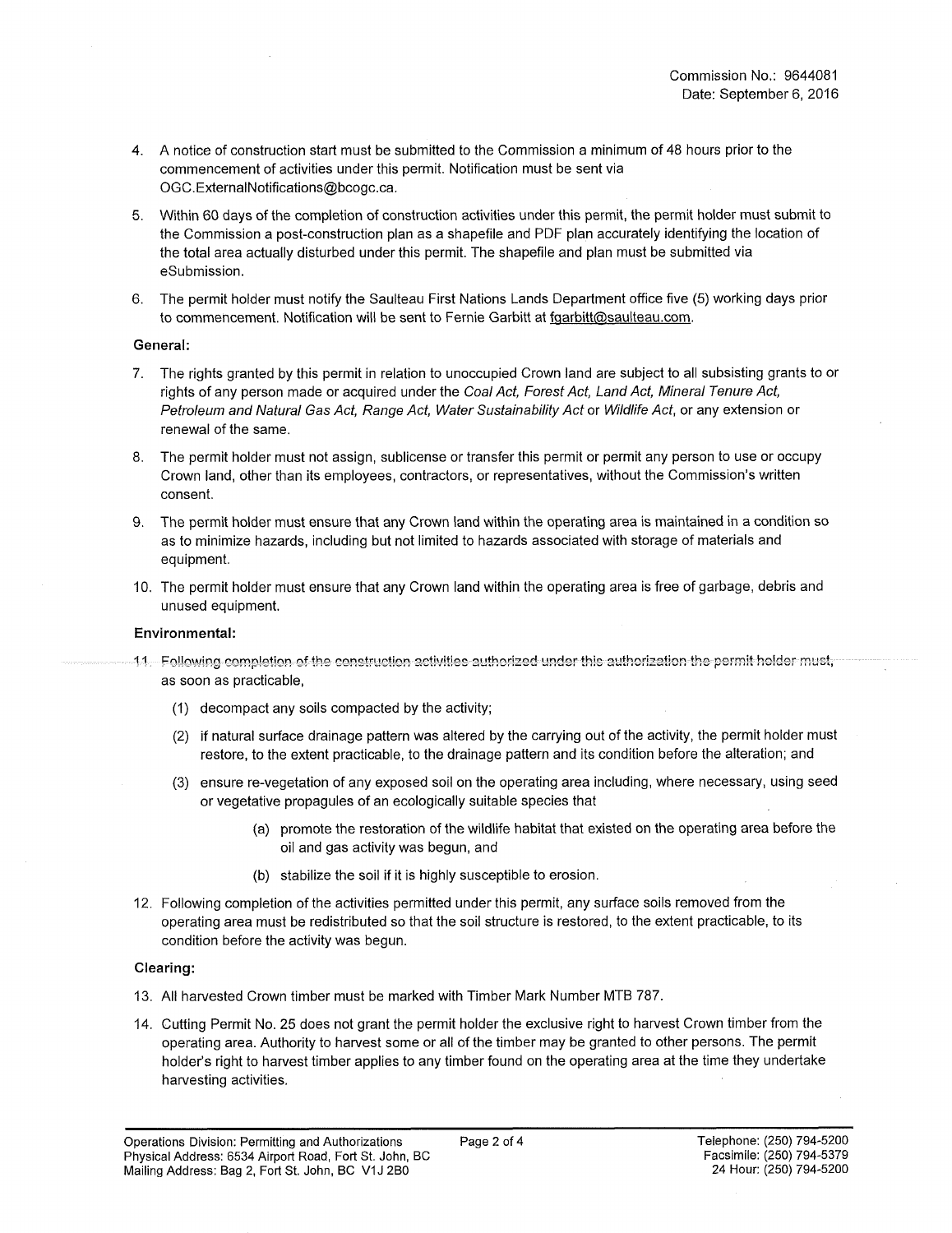Commission No.: 9644081
Date: September 6, 2016

4. A notice of construction start must be submitted to the Commission a minimum of 48 hours prior to the commencement of activities under this permit. Notification must be sent via OGC.ExternalNotifications@bcogc.ca.

5. Within 60 days of the completion of construction activities under this permit, the permit holder must submit to the Commission a post-construction plan as a shapefile and PDF plan accurately identifying the location of the total area actually disturbed under this permit. The shapefile and plan must be submitted via eSubmission.

6. The permit holder must notify the Saulteau First Nations Lands Department office five (5) working days prior to commencement. Notification will be sent to Fernie Garbitt at fgarbitt@saulteau.com.

**General:**

7. The rights granted by this permit in relation to unoccupied Crown land are subject to all subsisting grants to or rights of any person made or acquired under the *Coal Act, Forest Act, Land Act, Mineral Tenure Act, Petroleum and Natural Gas Act, Range Act, Water Sustainability Act* or *Wildlife Act*, or any extension or renewal of the same.

8. The permit holder must not assign, sublicense or transfer this permit or permit any person to use or occupy Crown land, other than its employees, contractors, or representatives, without the Commission's written consent.

9. The permit holder must ensure that any Crown land within the operating area is maintained in a condition so as to minimize hazards, including but not limited to hazards associated with storage of materials and equipment.

10. The permit holder must ensure that any Crown land within the operating area is free of garbage, debris and unused equipment.

**Environmental:**

11. Following completion of the construction activities authorized under this authorization the permit holder must, as soon as practicable,
    (1) decompact any soils compacted by the activity;
    (2) if natural surface drainage pattern was altered by the carrying out of the activity, the permit holder must restore, to the extent practicable, to the drainage pattern and its condition before the alteration; and
    (3) ensure re-vegetation of any exposed soil on the operating area including, where necessary, using seed or vegetative propagules of an ecologically suitable species that
        (a) promote the restoration of the wildlife habitat that existed on the operating area before the oil and gas activity was begun, and
        (b) stabilize the soil if it is highly susceptible to erosion.

12. Following completion of the activities permitted under this permit, any surface soils removed from the operating area must be redistributed so that the soil structure is restored, to the extent practicable, to its condition before the activity was begun.

**Clearing:**

13. All harvested Crown timber must be marked with Timber Mark Number MTB 787.

14. Cutting Permit No. 25 does not grant the permit holder the exclusive right to harvest Crown timber from the operating area. Authority to harvest some or all of the timber may be granted to other persons. The permit holder's right to harvest timber applies to any timber found on the operating area at the time they undertake harvesting activities.

Operations Division: Permitting and Authorizations
Physical Address: 6534 Airport Road, Fort St. John, BC
Mailing Address: Bag 2, Fort St. John, BC V1J 2B0

Telephone: (250) 794-5200
Facsimile: (250) 794-5379
24 Hour: (250) 794-5200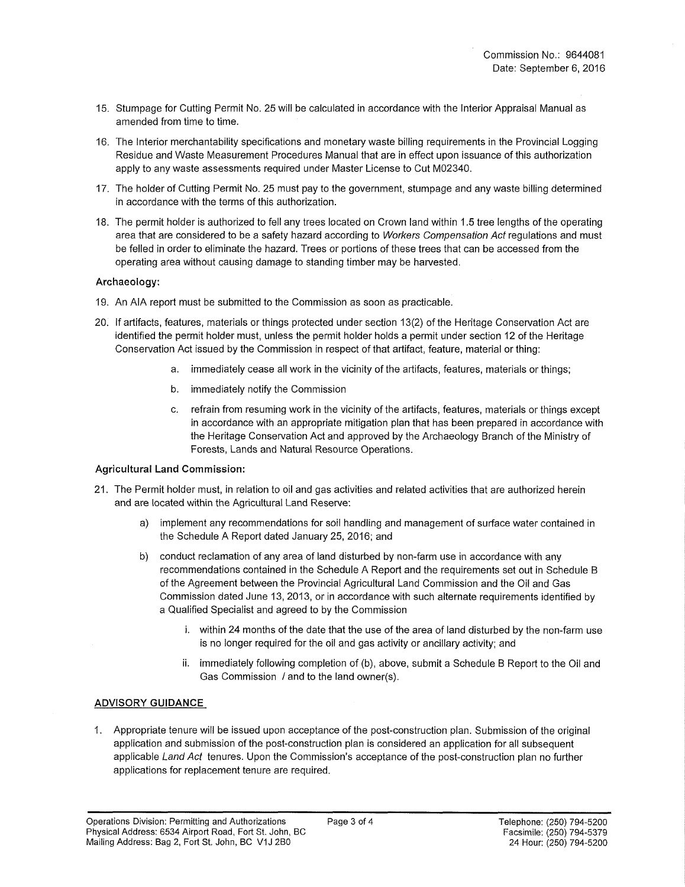Commission No.: 9644081
Date: September 6, 2016

15. Stumpage for Cutting Permit No. 25 will be calculated in accordance with the Interior Appraisal Manual as amended from time to time.

16. The Interior merchantability specifications and monetary waste billing requirements in the Provincial Logging Residue and Waste Measurement Procedures Manual that are in effect upon issuance of this authorization apply to any waste assessments required under Master License to Cut M02340.

17. The holder of Cutting Permit No. 25 must pay to the government, stumpage and any waste billing determined in accordance with the terms of this authorization.

18. The permit holder is authorized to fell any trees located on Crown land within 1.5 tree lengths of the operating area that are considered to be a safety hazard according to *Workers Compensation Act* regulations and must be felled in order to eliminate the hazard. Trees or portions of these trees that can be accessed from the operating area without causing damage to standing timber may be harvested.

**Archaeology:**

19. An AIA report must be submitted to the Commission as soon as practicable.

20. If artifacts, features, materials or things protected under section 13(2) of the Heritage Conservation Act are identified the permit holder must, unless the permit holder holds a permit under section 12 of the Heritage Conservation Act issued by the Commission in respect of that artifact, feature, material or thing:

    a. immediately cease all work in the vicinity of the artifacts, features, materials or things;

    b. immediately notify the Commission

    c. refrain from resuming work in the vicinity of the artifacts, features, materials or things except in accordance with an appropriate mitigation plan that has been prepared in accordance with the Heritage Conservation Act and approved by the Archaeology Branch of the Ministry of Forests, Lands and Natural Resource Operations.

**Agricultural Land Commission:**

21. The Permit holder must, in relation to oil and gas activities and related activities that are authorized herein and are located within the Agricultural Land Reserve:

    a) implement any recommendations for soil handling and management of surface water contained in the Schedule A Report dated January 25, 2016; and

    b) conduct reclamation of any area of land disturbed by non-farm use in accordance with any recommendations contained in the Schedule A Report and the requirements set out in Schedule B of the Agreement between the Provincial Agricultural Land Commission and the Oil and Gas Commission dated June 13, 2013, or in accordance with such alternate requirements identified by a Qualified Specialist and agreed to by the Commission

        i. within 24 months of the date that the use of the area of land disturbed by the non-farm use is no longer required for the oil and gas activity or ancillary activity; and

        ii. immediately following completion of (b), above, submit a Schedule B Report to the Oil and Gas Commission / and to the land owner(s).

## ADVISORY GUIDANCE

1. Appropriate tenure will be issued upon acceptance of the post-construction plan. Submission of the original application and submission of the post-construction plan is considered an application for all subsequent applicable *Land Act* tenures. Upon the Commission's acceptance of the post-construction plan no further applications for replacement tenure are required.

Operations Division: Permitting and Authorizations
Physical Address: 6534 Airport Road, Fort St. John, BC
Mailing Address: Bag 2, Fort St. John, BC V1J 2B0

Telephone: (250) 794-5200
Facsimile: (250) 794-5379
24 Hour: (250) 794-5200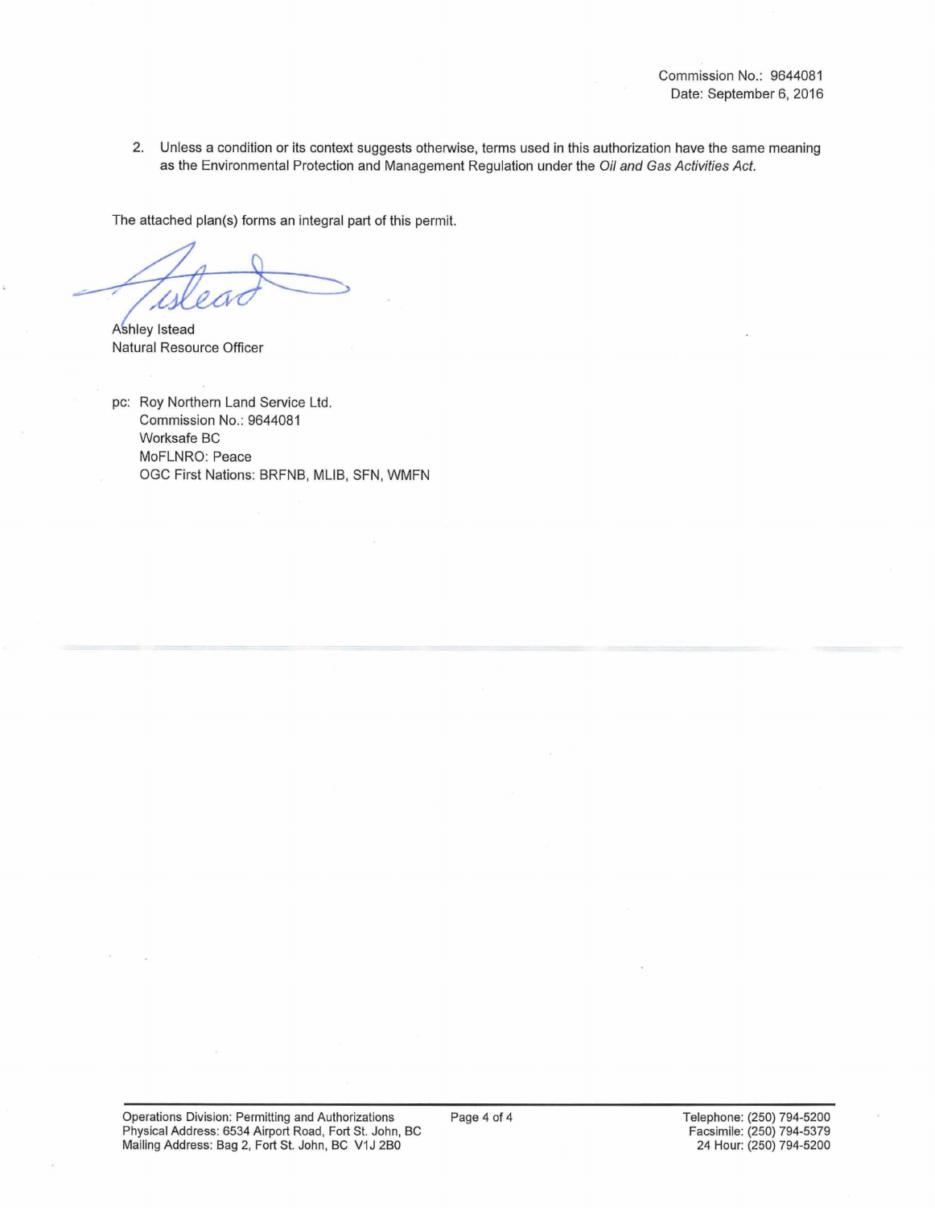Commission No.: 9644081
Date: September 6, 2016

2. Unless a condition or its context suggests otherwise, terms used in this authorization have the same meaning as the Environmental Protection and Management Regulation under the *Oil and Gas Activities Act.*

The attached plan(s) forms an integral part of this permit.

Ashley Istead
Natural Resource Officer

pc: Roy Northern Land Service Ltd.
Commission No.: 9644081
Worksafe BC
MoFLNRO: Peace
OGC First Nations: BRFNB, MLIB, SFN, WMFN

Operations Division: Permitting and Authorizations
Physical Address: 6534 Airport Road, Fort St. John, BC
Mailing Address: Bag 2, Fort St. John, BC V1J 2B0

Telephone: (250) 794-5200
Facsimile: (250) 794-5379
24 Hour: (250) 794-5200